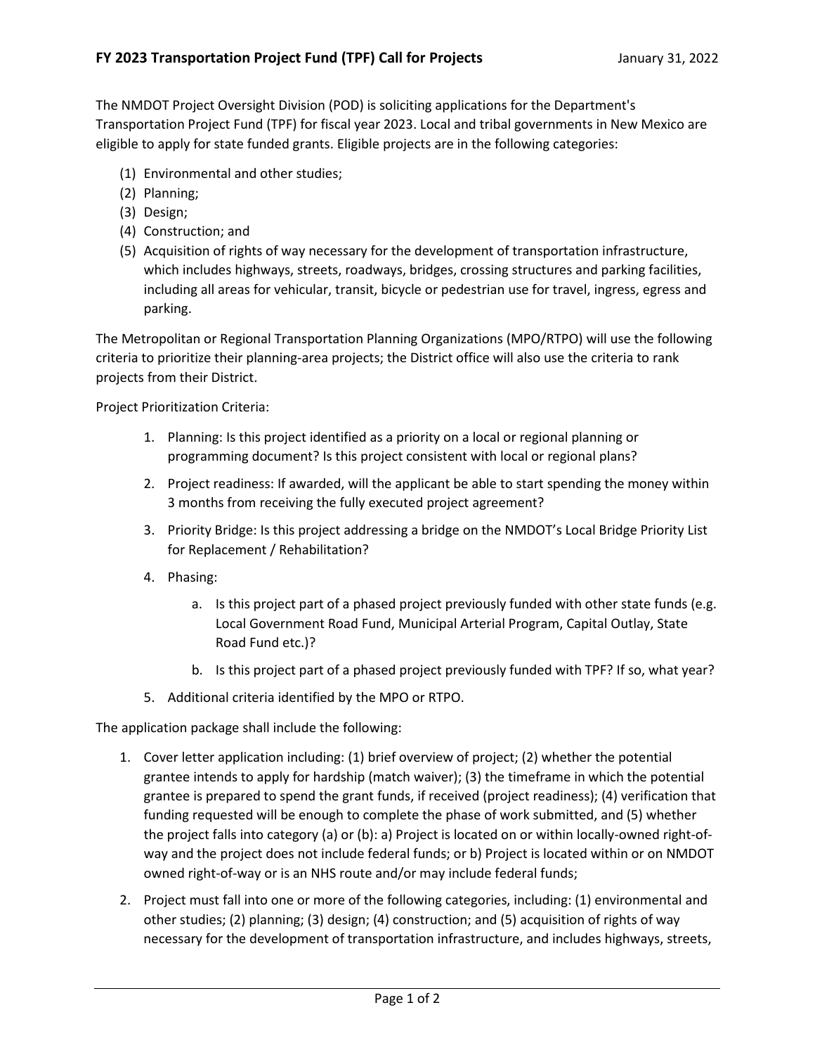# FY 2023 Transportation Project Fund (TPF) Call for Projects

January 31, 2022

The NMDOT Project Oversight Division (POD) is soliciting applications for the Department's Transportation Project Fund (TPF) for fiscal year 2023. Local and tribal governments in New Mexico are eligible to apply for state funded grants. Eligible projects are in the following categories:

(1) Environmental and other studies;
(2) Planning;
(3) Design;
(4) Construction; and
(5) Acquisition of rights of way necessary for the development of transportation infrastructure, which includes highways, streets, roadways, bridges, crossing structures and parking facilities, including all areas for vehicular, transit, bicycle or pedestrian use for travel, ingress, egress and parking.

The Metropolitan or Regional Transportation Planning Organizations (MPO/RTPO) will use the following criteria to prioritize their planning-area projects; the District office will also use the criteria to rank projects from their District.

Project Prioritization Criteria:

1. Planning: Is this project identified as a priority on a local or regional planning or programming document? Is this project consistent with local or regional plans?
2. Project readiness: If awarded, will the applicant be able to start spending the money within 3 months from receiving the fully executed project agreement?
3. Priority Bridge: Is this project addressing a bridge on the NMDOT's Local Bridge Priority List for Replacement / Rehabilitation?
4. Phasing:
   a. Is this project part of a phased project previously funded with other state funds (e.g. Local Government Road Fund, Municipal Arterial Program, Capital Outlay, State Road Fund etc.)?
   b. Is this project part of a phased project previously funded with TPF? If so, what year?
5. Additional criteria identified by the MPO or RTPO.

The application package shall include the following:

1. Cover letter application including: (1) brief overview of project; (2) whether the potential grantee intends to apply for hardship (match waiver); (3) the timeframe in which the potential grantee is prepared to spend the grant funds, if received (project readiness); (4) verification that funding requested will be enough to complete the phase of work submitted, and (5) whether the project falls into category (a) or (b): a) Project is located on or within locally-owned right-of-way and the project does not include federal funds; or b) Project is located within or on NMDOT owned right-of-way or is an NHS route and/or may include federal funds;
2. Project must fall into one or more of the following categories, including: (1) environmental and other studies; (2) planning; (3) design; (4) construction; and (5) acquisition of rights of way necessary for the development of transportation infrastructure, and includes highways, streets,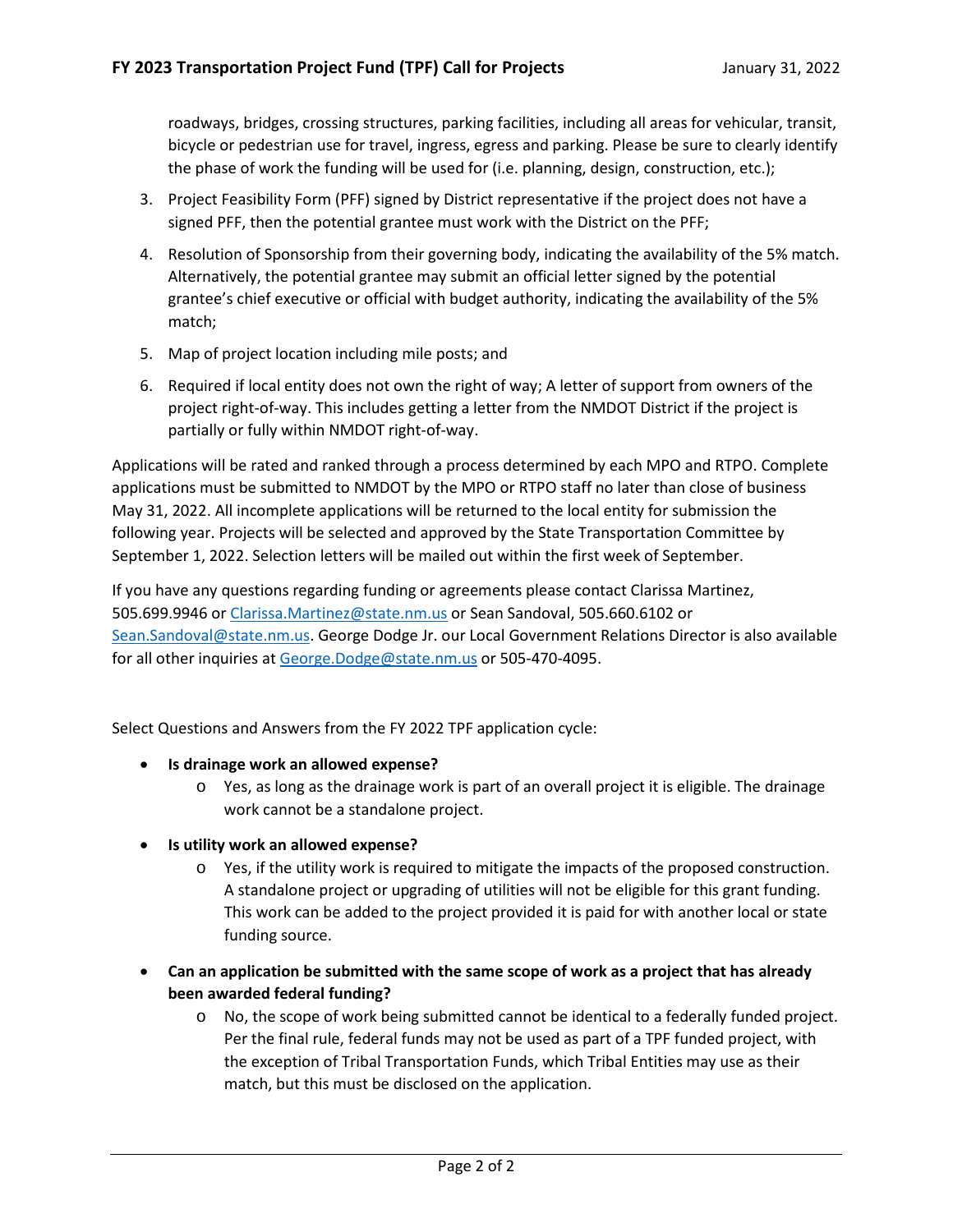roadways, bridges, crossing structures, parking facilities, including all areas for vehicular, transit, bicycle or pedestrian use for travel, ingress, egress and parking. Please be sure to clearly identify the phase of work the funding will be used for (i.e. planning, design, construction, etc.);

3. Project Feasibility Form (PFF) signed by District representative if the project does not have a signed PFF, then the potential grantee must work with the District on the PFF;
4. Resolution of Sponsorship from their governing body, indicating the availability of the 5% match. Alternatively, the potential grantee may submit an official letter signed by the potential grantee's chief executive or official with budget authority, indicating the availability of the 5% match;
5. Map of project location including mile posts; and
6. Required if local entity does not own the right of way; A letter of support from owners of the project right-of-way. This includes getting a letter from the NMDOT District if the project is partially or fully within NMDOT right-of-way.

Applications will be rated and ranked through a process determined by each MPO and RTPO. Complete applications must be submitted to NMDOT by the MPO or RTPO staff no later than close of business May 31, 2022. All incomplete applications will be returned to the local entity for submission the following year. Projects will be selected and approved by the State Transportation Committee by September 1, 2022. Selection letters will be mailed out within the first week of September.

If you have any questions regarding funding or agreements please contact Clarissa Martinez, 505.699.9946 or Clarissa.Martinez@state.nm.us or Sean Sandoval, 505.660.6102 or Sean.Sandoval@state.nm.us. George Dodge Jr. our Local Government Relations Director is also available for all other inquiries at George.Dodge@state.nm.us or 505-470-4095.

Select Questions and Answers from the FY 2022 TPF application cycle:

- **Is drainage work an allowed expense?**
  - Yes, as long as the drainage work is part of an overall project it is eligible. The drainage work cannot be a standalone project.
- **Is utility work an allowed expense?**
  - Yes, if the utility work is required to mitigate the impacts of the proposed construction. A standalone project or upgrading of utilities will not be eligible for this grant funding. This work can be added to the project provided it is paid for with another local or state funding source.
- **Can an application be submitted with the same scope of work as a project that has already been awarded federal funding?**
  - No, the scope of work being submitted cannot be identical to a federally funded project. Per the final rule, federal funds may not be used as part of a TPF funded project, with the exception of Tribal Transportation Funds, which Tribal Entities may use as their match, but this must be disclosed on the application.